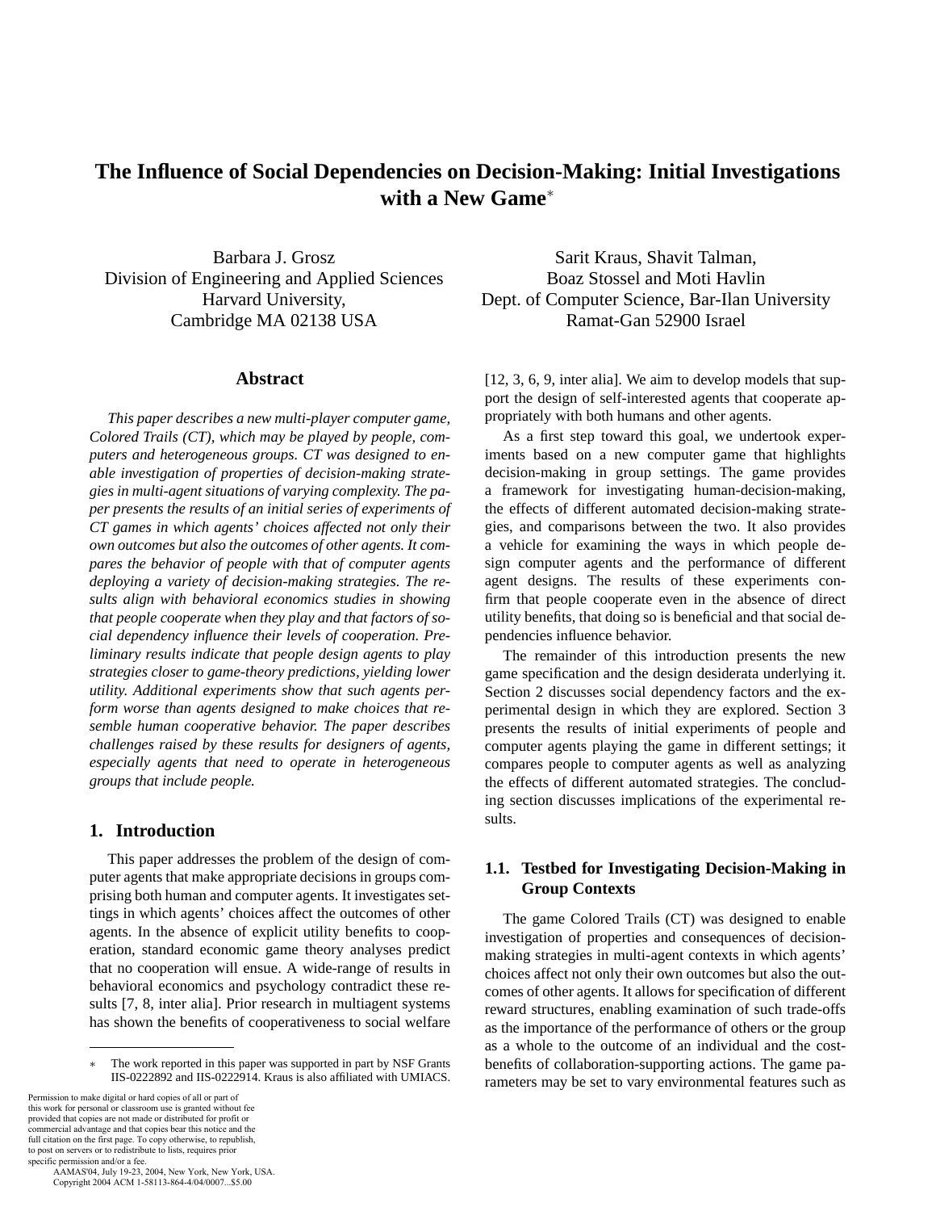# The Influence of Social Dependencies on Decision-Making: Initial Investigations with a New Game*

Barbara J. Grosz
Division of Engineering and Applied Sciences
Harvard University,
Cambridge MA 02138 USA

Sarit Kraus, Shavit Talman,
Boaz Stossel and Moti Havlin
Dept. of Computer Science, Bar-Ilan University
Ramat-Gan 52900 Israel

## Abstract

*This paper describes a new multi-player computer game, Colored Trails (CT), which may be played by people, computers and heterogeneous groups. CT was designed to enable investigation of properties of decision-making strategies in multi-agent situations of varying complexity. The paper presents the results of an initial series of experiments of CT games in which agents' choices affected not only their own outcomes but also the outcomes of other agents. It compares the behavior of people with that of computer agents deploying a variety of decision-making strategies. The results align with behavioral economics studies in showing that people cooperate when they play and that factors of social dependency influence their levels of cooperation. Preliminary results indicate that people design agents to play strategies closer to game-theory predictions, yielding lower utility. Additional experiments show that such agents perform worse than agents designed to make choices that resemble human cooperative behavior. The paper describes challenges raised by these results for designers of agents, especially agents that need to operate in heterogeneous groups that include people.*

## 1. Introduction

This paper addresses the problem of the design of computer agents that make appropriate decisions in groups comprising both human and computer agents. It investigates settings in which agents' choices affect the outcomes of other agents. In the absence of explicit utility benefits to cooperation, standard economic game theory analyses predict that no cooperation will ensue. A wide-range of results in behavioral economics and psychology contradict these results [7, 8, inter alia]. Prior research in multiagent systems has shown the benefits of cooperativeness to social welfare [12, 3, 6, 9, inter alia]. We aim to develop models that support the design of self-interested agents that cooperate appropriately with both humans and other agents.

As a first step toward this goal, we undertook experiments based on a new computer game that highlights decision-making in group settings. The game provides a framework for investigating human-decision-making, the effects of different automated decision-making strategies, and comparisons between the two. It also provides a vehicle for examining the ways in which people design computer agents and the performance of different agent designs. The results of these experiments confirm that people cooperate even in the absence of direct utility benefits, that doing so is beneficial and that social dependencies influence behavior.

The remainder of this introduction presents the new game specification and the design desiderata underlying it. Section 2 discusses social dependency factors and the experimental design in which they are explored. Section 3 presents the results of initial experiments of people and computer agents playing the game in different settings; it compares people to computer agents as well as analyzing the effects of different automated strategies. The concluding section discusses implications of the experimental results.

### 1.1. Testbed for Investigating Decision-Making in Group Contexts

The game Colored Trails (CT) was designed to enable investigation of properties and consequences of decision-making strategies in multi-agent contexts in which agents' choices affect not only their own outcomes but also the outcomes of other agents. It allows for specification of different reward structures, enabling examination of such trade-offs as the importance of the performance of others or the group as a whole to the outcome of an individual and the cost-benefits of collaboration-supporting actions. The game parameters may be set to vary environmental features such as

---

* The work reported in this paper was supported in part by NSF Grants IIS-0222892 and IIS-0222914. Kraus is also affiliated with UMIACS.

Permission to make digital or hard copies of all or part of this work for personal or classroom use is granted without fee provided that copies are not made or distributed for profit or commercial advantage and that copies bear this notice and the full citation on the first page. To copy otherwise, to republish, to post on servers or to redistribute to lists, requires prior specific permission and/or a fee.
AAMAS'04, July 19-23, 2004, New York, New York, USA.
Copyright 2004 ACM 1-58113-864-4/04/0007...$5.00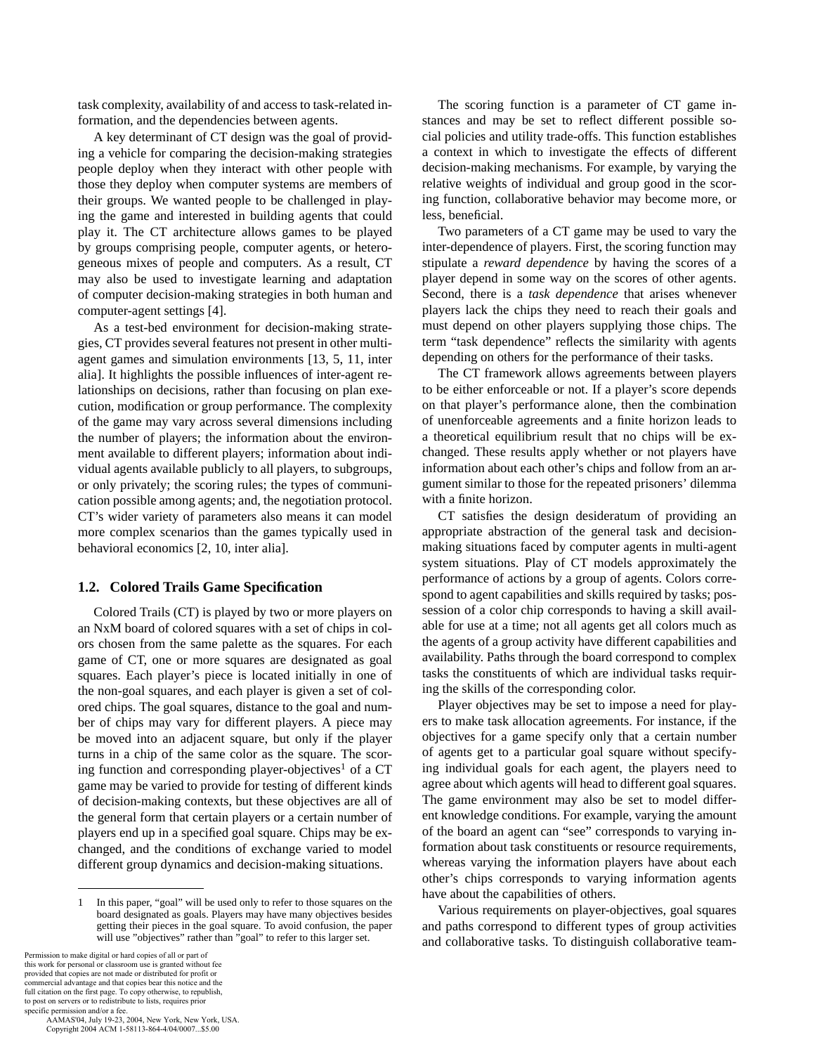task complexity, availability of and access to task-related information, and the dependencies between agents.

A key determinant of CT design was the goal of providing a vehicle for comparing the decision-making strategies people deploy when they interact with other people with those they deploy when computer systems are members of their groups. We wanted people to be challenged in playing the game and interested in building agents that could play it. The CT architecture allows games to be played by groups comprising people, computer agents, or heterogeneous mixes of people and computers. As a result, CT may also be used to investigate learning and adaptation of computer decision-making strategies in both human and computer-agent settings [4].

As a test-bed environment for decision-making strategies, CT provides several features not present in other multi-agent games and simulation environments [13, 5, 11, inter alia]. It highlights the possible influences of inter-agent relationships on decisions, rather than focusing on plan execution, modification or group performance. The complexity of the game may vary across several dimensions including the number of players; the information about the environment available to different players; information about individual agents available publicly to all players, to subgroups, or only privately; the scoring rules; the types of communication possible among agents; and, the negotiation protocol. CT's wider variety of parameters also means it can model more complex scenarios than the games typically used in behavioral economics [2, 10, inter alia].

### 1.2. Colored Trails Game Specification

Colored Trails (CT) is played by two or more players on an NxM board of colored squares with a set of chips in colors chosen from the same palette as the squares. For each game of CT, one or more squares are designated as goal squares. Each player's piece is located initially in one of the non-goal squares, and each player is given a set of colored chips. The goal squares, distance to the goal and number of chips may vary for different players. A piece may be moved into an adjacent square, but only if the player turns in a chip of the same color as the square. The scoring function and corresponding player-objectives[1] of a CT game may be varied to provide for testing of different kinds of decision-making contexts, but these objectives are all of the general form that certain players or a certain number of players end up in a specified goal square. Chips may be exchanged, and the conditions of exchange varied to model different group dynamics and decision-making situations.

The scoring function is a parameter of CT game instances and may be set to reflect different possible social policies and utility trade-offs. This function establishes a context in which to investigate the effects of different decision-making mechanisms. For example, by varying the relative weights of individual and group good in the scoring function, collaborative behavior may become more, or less, beneficial.

Two parameters of a CT game may be used to vary the inter-dependence of players. First, the scoring function may stipulate a *reward dependence* by having the scores of a player depend in some way on the scores of other agents. Second, there is a *task dependence* that arises whenever players lack the chips they need to reach their goals and must depend on other players supplying those chips. The term "task dependence" reflects the similarity with agents depending on others for the performance of their tasks.

The CT framework allows agreements between players to be either enforceable or not. If a player's score depends on that player's performance alone, then the combination of unenforceable agreements and a finite horizon leads to a theoretical equilibrium result that no chips will be exchanged. These results apply whether or not players have information about each other's chips and follow from an argument similar to those for the repeated prisoners' dilemma with a finite horizon.

CT satisfies the design desideratum of providing an appropriate abstraction of the general task and decision-making situations faced by computer agents in multi-agent system situations. Play of CT models approximately the performance of actions by a group of agents. Colors correspond to agent capabilities and skills required by tasks; possession of a color chip corresponds to having a skill available for use at a time; not all agents get all colors much as the agents of a group activity have different capabilities and availability. Paths through the board correspond to complex tasks the constituents of which are individual tasks requiring the skills of the corresponding color.

Player objectives may be set to impose a need for players to make task allocation agreements. For instance, if the objectives for a game specify only that a certain number of agents get to a particular goal square without specifying individual goals for each agent, the players need to agree about which agents will head to different goal squares. The game environment may also be set to model different knowledge conditions. For example, varying the amount of the board an agent can "see" corresponds to varying information about task constituents or resource requirements, whereas varying the information players have about each other's chips corresponds to varying information agents have about the capabilities of others.

Various requirements on player-objectives, goal squares and paths correspond to different types of group activities and collaborative tasks. To distinguish collaborative team-

---

1 In this paper, "goal" will be used only to refer to those squares on the board designated as goals. Players may have many objectives besides getting their pieces in the goal square. To avoid confusion, the paper will use "objectives" rather than "goal" to refer to this larger set.

Permission to make digital or hard copies of all or part of this work for personal or classroom use is granted without fee provided that copies are not made or distributed for profit or commercial advantage and that copies bear this notice and the full citation on the first page. To copy otherwise, to republish, to post on servers or to redistribute to lists, requires prior specific permission and/or a fee.
AAMAS'04, July 19-23, 2004, New York, New York, USA.
Copyright 2004 ACM 1-58113-864-4/04/0007...$5.00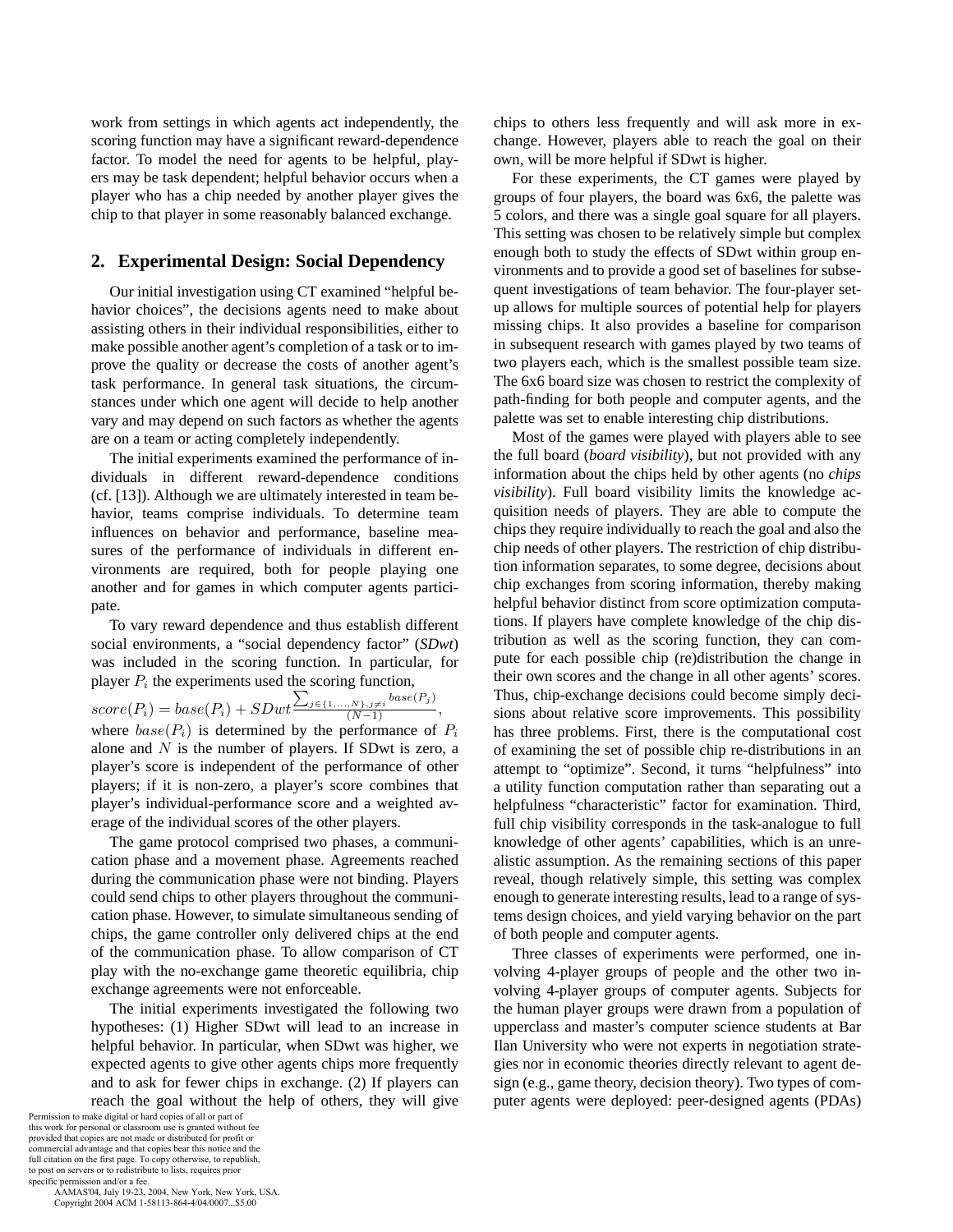work from settings in which agents act independently, the scoring function may have a significant reward-dependence factor. To model the need for agents to be helpful, players may be task dependent; helpful behavior occurs when a player who has a chip needed by another player gives the chip to that player in some reasonably balanced exchange.

## 2. Experimental Design: Social Dependency

Our initial investigation using CT examined "helpful behavior choices", the decisions agents need to make about assisting others in their individual responsibilities, either to make possible another agent's completion of a task or to improve the quality or decrease the costs of another agent's task performance. In general task situations, the circumstances under which one agent will decide to help another vary and may depend on such factors as whether the agents are on a team or acting completely independently.

The initial experiments examined the performance of individuals in different reward-dependence conditions (cf. [13]). Although we are ultimately interested in team behavior, teams comprise individuals. To determine team influences on behavior and performance, baseline measures of the performance of individuals in different environments are required, both for people playing one another and for games in which computer agents participate.

To vary reward dependence and thus establish different social environments, a "social dependency factor" (*SDwt*) was included in the scoring function. In particular, for player $P_i$ the experiments used the scoring function,

$$score(P_i) = base(P_i) + SDwt\frac{\sum_{j\in\{1,\ldots,N\}, j\neq i} base(P_j)}{(N-1)},$$

where $base(P_i)$ is determined by the performance of $P_i$ alone and $N$ is the number of players. If SDwt is zero, a player's score is independent of the performance of other players; if it is non-zero, a player's score combines that player's individual-performance score and a weighted average of the individual scores of the other players.

The game protocol comprised two phases, a communication phase and a movement phase. Agreements reached during the communication phase were not binding. Players could send chips to other players throughout the communication phase. However, to simulate simultaneous sending of chips, the game controller only delivered chips at the end of the communication phase. To allow comparison of CT play with the no-exchange game theoretic equilibria, chip exchange agreements were not enforceable.

The initial experiments investigated the following two hypotheses: (1) Higher SDwt will lead to an increase in helpful behavior. In particular, when SDwt was higher, we expected agents to give other agents chips more frequently and to ask for fewer chips in exchange. (2) If players can reach the goal without the help of others, they will give chips to others less frequently and will ask more in exchange. However, players able to reach the goal on their own, will be more helpful if SDwt is higher.

For these experiments, the CT games were played by groups of four players, the board was 6x6, the palette was 5 colors, and there was a single goal square for all players. This setting was chosen to be relatively simple but complex enough both to study the effects of SDwt within group environments and to provide a good set of baselines for subsequent investigations of team behavior. The four-player set-up allows for multiple sources of potential help for players missing chips. It also provides a baseline for comparison in subsequent research with games played by two teams of two players each, which is the smallest possible team size. The 6x6 board size was chosen to restrict the complexity of path-finding for both people and computer agents, and the palette was set to enable interesting chip distributions.

Most of the games were played with players able to see the full board (*board visibility*), but not provided with any information about the chips held by other agents (no *chips visibility*). Full board visibility limits the knowledge acquisition needs of players. They are able to compute the chips they require individually to reach the goal and also the chip needs of other players. The restriction of chip distribution information separates, to some degree, decisions about chip exchanges from scoring information, thereby making helpful behavior distinct from score optimization computations. If players have complete knowledge of the chip distribution as well as the scoring function, they can compute for each possible chip (re)distribution the change in their own scores and the change in all other agents' scores. Thus, chip-exchange decisions could become simply decisions about relative score improvements. This possibility has three problems. First, there is the computational cost of examining the set of possible chip re-distributions in an attempt to "optimize". Second, it turns "helpfulness" into a utility function computation rather than separating out a helpfulness "characteristic" factor for examination. Third, full chip visibility corresponds in the task-analogue to full knowledge of other agents' capabilities, which is an unrealistic assumption. As the remaining sections of this paper reveal, though relatively simple, this setting was complex enough to generate interesting results, lead to a range of systems design choices, and yield varying behavior on the part of both people and computer agents.

Three classes of experiments were performed, one involving 4-player groups of people and the other two involving 4-player groups of computer agents. Subjects for the human player groups were drawn from a population of upperclass and master's computer science students at Bar Ilan University who were not experts in negotiation strategies nor in economic theories directly relevant to agent design (e.g., game theory, decision theory). Two types of computer agents were deployed: peer-designed agents (PDAs)

Permission to make digital or hard copies of all or part of this work for personal or classroom use is granted without fee provided that copies are not made or distributed for profit or commercial advantage and that copies bear this notice and the full citation on the first page. To copy otherwise, to republish, to post on servers or to redistribute to lists, requires prior specific permission and/or a fee.
AAMAS'04, July 19-23, 2004, New York, New York, USA.
Copyright 2004 ACM 1-58113-864-4/04/0007...$5.00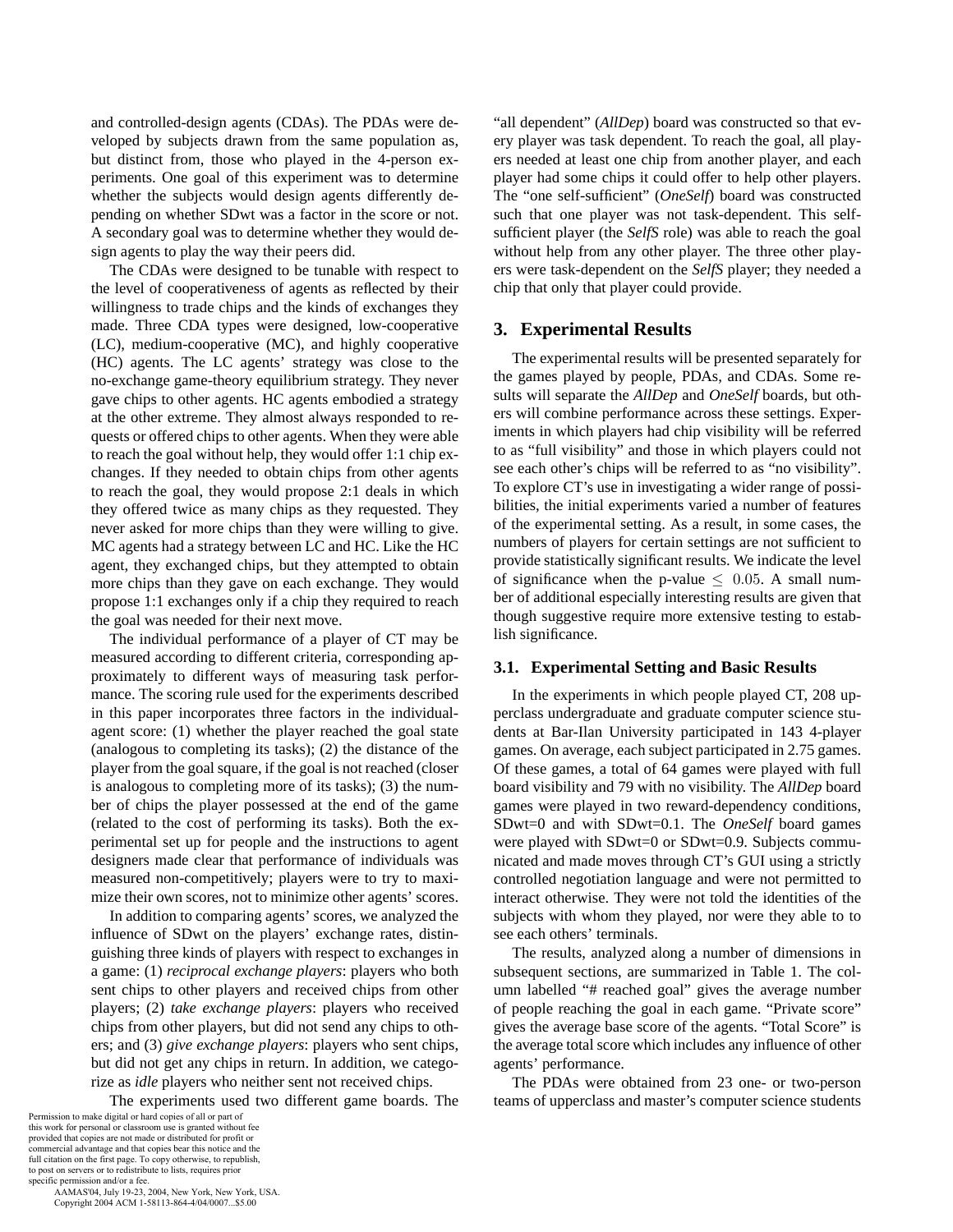and controlled-design agents (CDAs). The PDAs were developed by subjects drawn from the same population as, but distinct from, those who played in the 4-person experiments. One goal of this experiment was to determine whether the subjects would design agents differently depending on whether SDwt was a factor in the score or not. A secondary goal was to determine whether they would design agents to play the way their peers did.

The CDAs were designed to be tunable with respect to the level of cooperativeness of agents as reflected by their willingness to trade chips and the kinds of exchanges they made. Three CDA types were designed, low-cooperative (LC), medium-cooperative (MC), and highly cooperative (HC) agents. The LC agents' strategy was close to the no-exchange game-theory equilibrium strategy. They never gave chips to other agents. HC agents embodied a strategy at the other extreme. They almost always responded to requests or offered chips to other agents. When they were able to reach the goal without help, they would offer 1:1 chip exchanges. If they needed to obtain chips from other agents to reach the goal, they would propose 2:1 deals in which they offered twice as many chips as they requested. They never asked for more chips than they were willing to give. MC agents had a strategy between LC and HC. Like the HC agent, they exchanged chips, but they attempted to obtain more chips than they gave on each exchange. They would propose 1:1 exchanges only if a chip they required to reach the goal was needed for their next move.

The individual performance of a player of CT may be measured according to different criteria, corresponding approximately to different ways of measuring task performance. The scoring rule used for the experiments described in this paper incorporates three factors in the individual-agent score: (1) whether the player reached the goal state (analogous to completing its tasks); (2) the distance of the player from the goal square, if the goal is not reached (closer is analogous to completing more of its tasks); (3) the number of chips the player possessed at the end of the game (related to the cost of performing its tasks). Both the experimental set up for people and the instructions to agent designers made clear that performance of individuals was measured non-competitively; players were to try to maximize their own scores, not to minimize other agents' scores.

In addition to comparing agents' scores, we analyzed the influence of SDwt on the players' exchange rates, distinguishing three kinds of players with respect to exchanges in a game: (1) *reciprocal exchange players*: players who both sent chips to other players and received chips from other players; (2) *take exchange players*: players who received chips from other players, but did not send any chips to others; and (3) *give exchange players*: players who sent chips, but did not get any chips in return. In addition, we categorize as *idle* players who neither sent not received chips.

The experiments used two different game boards. The "all dependent" (*AllDep*) board was constructed so that every player was task dependent. To reach the goal, all players needed at least one chip from another player, and each player had some chips it could offer to help other players. The "one self-sufficient" (*OneSelf*) board was constructed such that one player was not task-dependent. This self-sufficient player (the *SelfS* role) was able to reach the goal without help from any other player. The three other players were task-dependent on the *SelfS* player; they needed a chip that only that player could provide.

## 3. Experimental Results

The experimental results will be presented separately for the games played by people, PDAs, and CDAs. Some results will separate the *AllDep* and *OneSelf* boards, but others will combine performance across these settings. Experiments in which players had chip visibility will be referred to as "full visibility" and those in which players could not see each other's chips will be referred to as "no visibility". To explore CT's use in investigating a wider range of possibilities, the initial experiments varied a number of features of the experimental setting. As a result, in some cases, the numbers of players for certain settings are not sufficient to provide statistically significant results. We indicate the level of significance when the p-value $\leq 0.05$. A small number of additional especially interesting results are given that though suggestive require more extensive testing to establish significance.

### 3.1. Experimental Setting and Basic Results

In the experiments in which people played CT, 208 upperclass undergraduate and graduate computer science students at Bar-Ilan University participated in 143 4-player games. On average, each subject participated in 2.75 games. Of these games, a total of 64 games were played with full board visibility and 79 with no visibility. The *AllDep* board games were played in two reward-dependency conditions, SDwt=0 and with SDwt=0.1. The *OneSelf* board games were played with SDwt=0 or SDwt=0.9. Subjects communicated and made moves through CT's GUI using a strictly controlled negotiation language and were not permitted to interact otherwise. They were not told the identities of the subjects with whom they played, nor were they able to to see each others' terminals.

The results, analyzed along a number of dimensions in subsequent sections, are summarized in Table 1. The column labelled "# reached goal" gives the average number of people reaching the goal in each game. "Private score" gives the average base score of the agents. "Total Score" is the average total score which includes any influence of other agents' performance.

The PDAs were obtained from 23 one- or two-person teams of upperclass and master's computer science students

Permission to make digital or hard copies of all or part of this work for personal or classroom use is granted without fee provided that copies are not made or distributed for profit or commercial advantage and that copies bear this notice and the full citation on the first page. To copy otherwise, to republish, to post on servers or to redistribute to lists, requires prior specific permission and/or a fee.
AAMAS'04, July 19-23, 2004, New York, New York, USA.
Copyright 2004 ACM 1-58113-864-4/04/0007...$5.00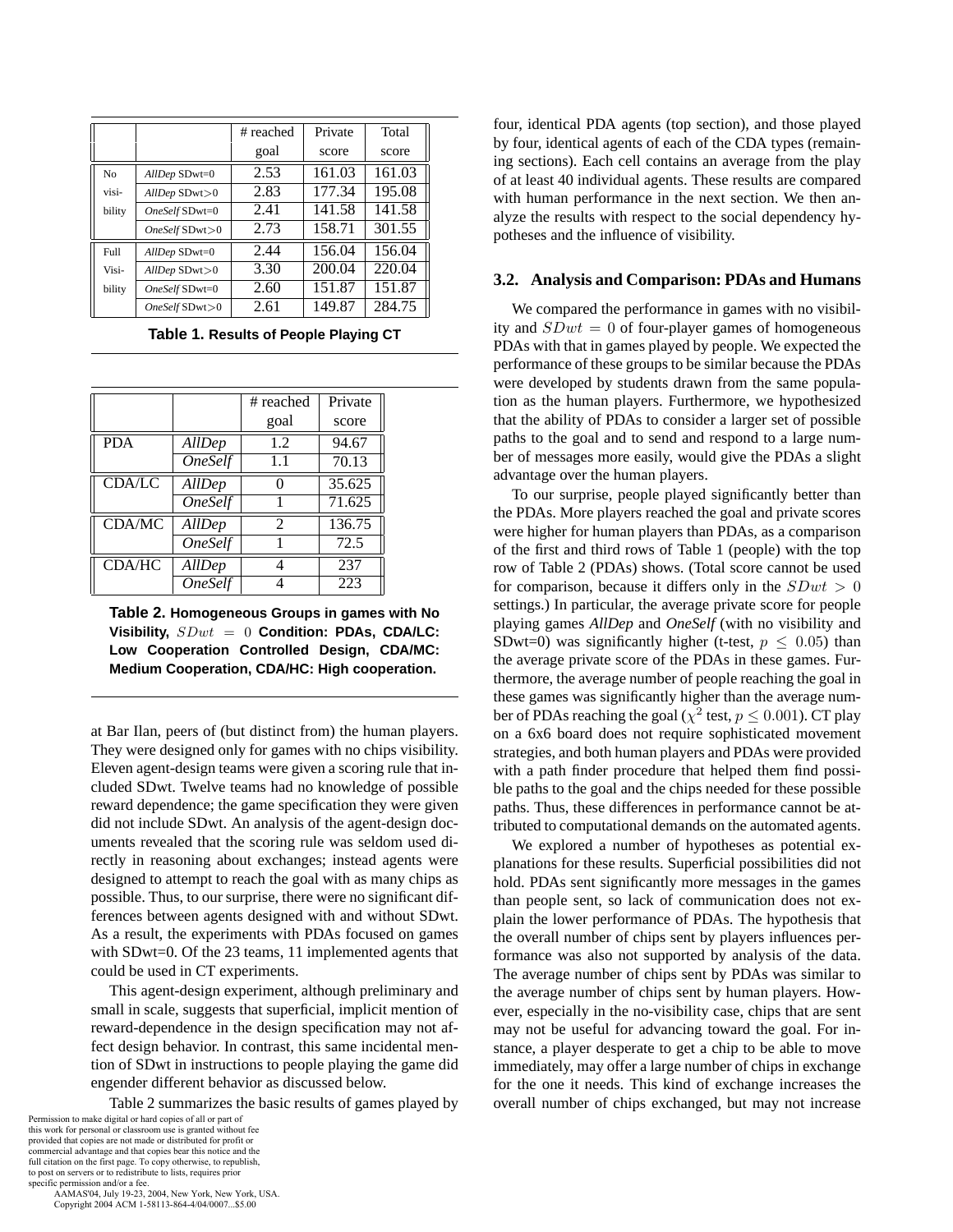| | | # reached goal | Private score | Total score |
|---|---|---|---|---|
| No visibility | *AllDep* SDwt=0 | 2.53 | 161.03 | 161.03 |
| | *AllDep* SDwt>0 | 2.83 | 177.34 | 195.08 |
| | *OneSelf* SDwt=0 | 2.41 | 141.58 | 141.58 |
| | *OneSelf* SDwt>0 | 2.73 | 158.71 | 301.55 |
| Full Visibility | *AllDep* SDwt=0 | 2.44 | 156.04 | 156.04 |
| | *AllDep* SDwt>0 | 3.30 | 200.04 | 220.04 |
| | *OneSelf* SDwt=0 | 2.60 | 151.87 | 151.87 |
| | *OneSelf* SDwt>0 | 2.61 | 149.87 | 284.75 |

**Table 1. Results of People Playing CT**

| | | # reached goal | Private score |
|---|---|---|---|
| PDA | *AllDep* | 1.2 | 94.67 |
| | *OneSelf* | 1.1 | 70.13 |
| CDA/LC | *AllDep* | 0 | 35.625 |
| | *OneSelf* | 1 | 71.625 |
| CDA/MC | *AllDep* | 2 | 136.75 |
| | *OneSelf* | 1 | 72.5 |
| CDA/HC | *AllDep* | 4 | 237 |
| | *OneSelf* | 4 | 223 |

**Table 2. Homogeneous Groups in games with No Visibility, $SDwt = 0$ Condition: PDAs, CDA/LC: Low Cooperation Controlled Design, CDA/MC: Medium Cooperation, CDA/HC: High cooperation.**

at Bar Ilan, peers of (but distinct from) the human players. They were designed only for games with no chips visibility. Eleven agent-design teams were given a scoring rule that included SDwt. Twelve teams had no knowledge of possible reward dependence; the game specification they were given did not include SDwt. An analysis of the agent-design documents revealed that the scoring rule was seldom used directly in reasoning about exchanges; instead agents were designed to attempt to reach the goal with as many chips as possible. Thus, to our surprise, there were no significant differences between agents designed with and without SDwt. As a result, the experiments with PDAs focused on games with SDwt=0. Of the 23 teams, 11 implemented agents that could be used in CT experiments.

This agent-design experiment, although preliminary and small in scale, suggests that superficial, implicit mention of reward-dependence in the design specification may not affect design behavior. In contrast, this same incidental mention of SDwt in instructions to people playing the game did engender different behavior as discussed below.

Table 2 summarizes the basic results of games played by four, identical PDA agents (top section), and those played by four, identical agents of each of the CDA types (remaining sections). Each cell contains an average from the play of at least 40 individual agents. These results are compared with human performance in the next section. We then analyze the results with respect to the social dependency hypotheses and the influence of visibility.

### 3.2. Analysis and Comparison: PDAs and Humans

We compared the performance in games with no visibility and $SDwt = 0$ of four-player games of homogeneous PDAs with that in games played by people. We expected the performance of these groups to be similar because the PDAs were developed by students drawn from the same population as the human players. Furthermore, we hypothesized that the ability of PDAs to consider a larger set of possible paths to the goal and to send and respond to a large number of messages more easily, would give the PDAs a slight advantage over the human players.

To our surprise, people played significantly better than the PDAs. More players reached the goal and private scores were higher for human players than PDAs, as a comparison of the first and third rows of Table 1 (people) with the top row of Table 2 (PDAs) shows. (Total score cannot be used for comparison, because it differs only in the $SDwt > 0$ settings.) In particular, the average private score for people playing games *AllDep* and *OneSelf* (with no visibility and SDwt=0) was significantly higher (t-test, $p \leq 0.05$) than the average private score of the PDAs in these games. Furthermore, the average number of people reaching the goal in these games was significantly higher than the average number of PDAs reaching the goal ($\chi^2$ test, $p \leq 0.001$). CT play on a 6x6 board does not require sophisticated movement strategies, and both human players and PDAs were provided with a path finder procedure that helped them find possible paths to the goal and the chips needed for these possible paths. Thus, these differences in performance cannot be attributed to computational demands on the automated agents.

We explored a number of hypotheses as potential explanations for these results. Superficial possibilities did not hold. PDAs sent significantly more messages in the games than people sent, so lack of communication does not explain the lower performance of PDAs. The hypothesis that the overall number of chips sent by players influences performance was also not supported by analysis of the data. The average number of chips sent by PDAs was similar to the average number of chips sent by human players. However, especially in the no-visibility case, chips that are sent may not be useful for advancing toward the goal. For instance, a player desperate to get a chip to be able to move immediately, may offer a large number of chips in exchange for the one it needs. This kind of exchange increases the overall number of chips exchanged, but may not increase

Permission to make digital or hard copies of all or part of this work for personal or classroom use is granted without fee provided that copies are not made or distributed for profit or commercial advantage and that copies bear this notice and the full citation on the first page. To copy otherwise, to republish, to post on servers or to redistribute to lists, requires prior specific permission and/or a fee.
AAMAS'04, July 19-23, 2004, New York, New York, USA.
Copyright 2004 ACM 1-58113-864-4/04/0007...$5.00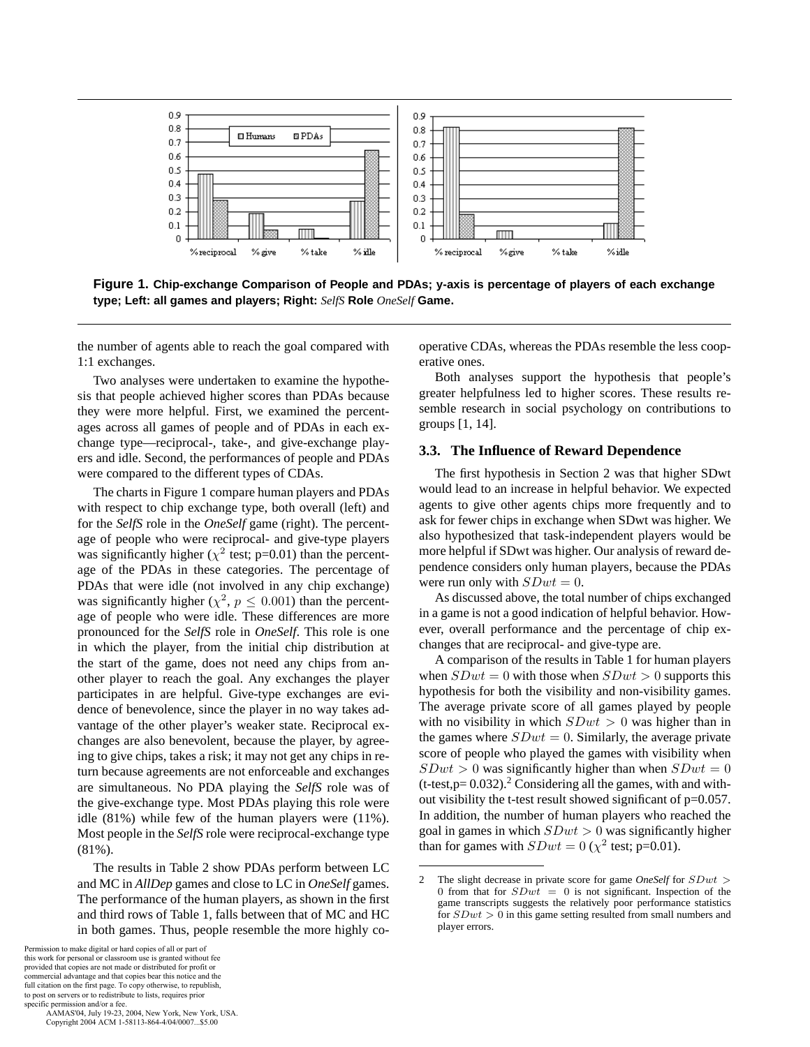**Figure 1. Chip-exchange Comparison of People and PDAs; y-axis is percentage of players of each exchange type; Left: all games and players; Right:** *SelfS* **Role** *OneSelf* **Game.**

the number of agents able to reach the goal compared with 1:1 exchanges.

Two analyses were undertaken to examine the hypothesis that people achieved higher scores than PDAs because they were more helpful. First, we examined the percentages across all games of people and of PDAs in each exchange type—reciprocal-, take-, and give-exchange players and idle. Second, the performances of people and PDAs were compared to the different types of CDAs.

The charts in Figure 1 compare human players and PDAs with respect to chip exchange type, both overall (left) and for the *SelfS* role in the *OneSelf* game (right). The percentage of people who were reciprocal- and give-type players was significantly higher ($\chi^2$ test; p=0.01) than the percentage of the PDAs in these categories. The percentage of PDAs that were idle (not involved in any chip exchange) was significantly higher ($\chi^2$, $p \leq 0.001$) than the percentage of people who were idle. These differences are more pronounced for the *SelfS* role in *OneSelf*. This role is one in which the player, from the initial chip distribution at the start of the game, does not need any chips from another player to reach the goal. Any exchanges the player participates in are helpful. Give-type exchanges are evidence of benevolence, since the player in no way takes advantage of the other player's weaker state. Reciprocal exchanges are also benevolent, because the player, by agreeing to give chips, takes a risk; it may not get any chips in return because agreements are not enforceable and exchanges are simultaneous. No PDA playing the *SelfS* role was of the give-exchange type. Most PDAs playing this role were idle (81%) while few of the human players were (11%). Most people in the *SelfS* role were reciprocal-exchange type (81%).

The results in Table 2 show PDAs perform between LC and MC in *AllDep* games and close to LC in *OneSelf* games. The performance of the human players, as shown in the first and third rows of Table 1, falls between that of MC and HC in both games. Thus, people resemble the more highly cooperative CDAs, whereas the PDAs resemble the less cooperative ones.

Both analyses support the hypothesis that people's greater helpfulness led to higher scores. These results resemble research in social psychology on contributions to groups [1, 14].

### 3.3. The Influence of Reward Dependence

The first hypothesis in Section 2 was that higher SDwt would lead to an increase in helpful behavior. We expected agents to give other agents chips more frequently and to ask for fewer chips in exchange when SDwt was higher. We also hypothesized that task-independent players would be more helpful if SDwt was higher. Our analysis of reward dependence considers only human players, because the PDAs were run only with $SDwt = 0$.

As discussed above, the total number of chips exchanged in a game is not a good indication of helpful behavior. However, overall performance and the percentage of chip exchanges that are reciprocal- and give-type are.

A comparison of the results in Table 1 for human players when $SDwt = 0$ with those when $SDwt > 0$ supports this hypothesis for both the visibility and non-visibility games. The average private score of all games played by people with no visibility in which $SDwt > 0$ was higher than in the games where $SDwt = 0$. Similarly, the average private score of people who played the games with visibility when $SDwt > 0$ was significantly higher than when $SDwt = 0$ (t-test,p= 0.032).[2] Considering all the games, with and without visibility the t-test result showed significant of p=0.057. In addition, the number of human players who reached the goal in games in which $SDwt > 0$ was significantly higher than for games with $SDwt = 0$ ($\chi^2$ test; p=0.01).

2 The slight decrease in private score for game *OneSelf* for $SDwt > 0$ from that for $SDwt = 0$ is not significant. Inspection of the game transcripts suggests the relatively poor performance statistics for $SDwt > 0$ in this game setting resulted from small numbers and player errors.

Permission to make digital or hard copies of all or part of this work for personal or classroom use is granted without fee provided that copies are not made or distributed for profit or commercial advantage and that copies bear this notice and the full citation on the first page. To copy otherwise, to republish, to post on servers or to redistribute to lists, requires prior specific permission and/or a fee.
AAMAS'04, July 19-23, 2004, New York, New York, USA.
Copyright 2004 ACM 1-58113-864-4/04/0007...$5.00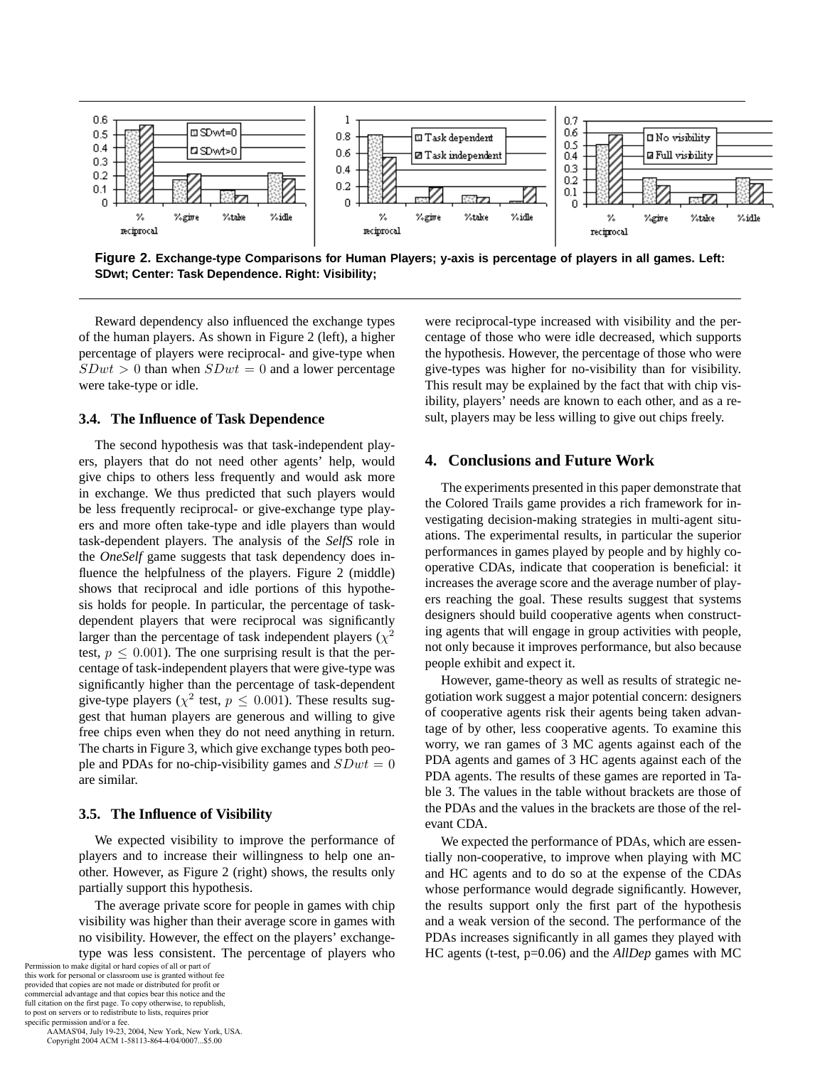Figure 2. Exchange-type Comparisons for Human Players; y-axis is percentage of players in all games. Left: SDwt; Center: Task Dependence. Right: Visibility;

Reward dependency also influenced the exchange types of the human players. As shown in Figure 2 (left), a higher percentage of players were reciprocal- and give-type when $SDwt > 0$ than when $SDwt = 0$ and a lower percentage were take-type or idle.

### 3.4. The Influence of Task Dependence

The second hypothesis was that task-independent players, players that do not need other agents' help, would give chips to others less frequently and would ask more in exchange. We thus predicted that such players would be less frequently reciprocal- or give-exchange type players and more often take-type and idle players than would task-dependent players. The analysis of the *SelfS* role in the *OneSelf* game suggests that task dependency does influence the helpfulness of the players. Figure 2 (middle) shows that reciprocal and idle portions of this hypothesis holds for people. In particular, the percentage of task-dependent players that were reciprocal was significantly larger than the percentage of task independent players ($\chi^2$ test, $p \leq 0.001$). The one surprising result is that the percentage of task-independent players that were give-type was significantly higher than the percentage of task-dependent give-type players ($\chi^2$ test, $p \leq 0.001$). These results suggest that human players are generous and willing to give free chips even when they do not need anything in return. The charts in Figure 3, which give exchange types both people and PDAs for no-chip-visibility games and $SDwt = 0$ are similar.

### 3.5. The Influence of Visibility

We expected visibility to improve the performance of players and to increase their willingness to help one another. However, as Figure 2 (right) shows, the results only partially support this hypothesis.

The average private score for people in games with chip visibility was higher than their average score in games with no visibility. However, the effect on the players' exchange-type was less consistent. The percentage of players who were reciprocal-type increased with visibility and the percentage of those who were idle decreased, which supports the hypothesis. However, the percentage of those who were give-types was higher for no-visibility than for visibility. This result may be explained by the fact that with chip visibility, players' needs are known to each other, and as a result, players may be less willing to give out chips freely.

## 4. Conclusions and Future Work

The experiments presented in this paper demonstrate that the Colored Trails game provides a rich framework for investigating decision-making strategies in multi-agent situations. The experimental results, in particular the superior performances in games played by people and by highly cooperative CDAs, indicate that cooperation is beneficial: it increases the average score and the average number of players reaching the goal. These results suggest that systems designers should build cooperative agents when constructing agents that will engage in group activities with people, not only because it improves performance, but also because people exhibit and expect it.

However, game-theory as well as results of strategic negotiation work suggest a major potential concern: designers of cooperative agents risk their agents being taken advantage of by other, less cooperative agents. To examine this worry, we ran games of 3 MC agents against each of the PDA agents and games of 3 HC agents against each of the PDA agents. The results of these games are reported in Table 3. The values in the table without brackets are those of the PDAs and the values in the brackets are those of the relevant CDA.

We expected the performance of PDAs, which are essentially non-cooperative, to improve when playing with MC and HC agents and to do so at the expense of the CDAs whose performance would degrade significantly. However, the results support only the first part of the hypothesis and a weak version of the second. The performance of the PDAs increases significantly in all games they played with HC agents (t-test, p=0.06) and the *AllDep* games with MC

Permission to make digital or hard copies of all or part of this work for personal or classroom use is granted without fee provided that copies are not made or distributed for profit or commercial advantage and that copies bear this notice and the full citation on the first page. To copy otherwise, to republish, to post on servers or to redistribute to lists, requires prior specific permission and/or a fee.
AAMAS'04, July 19-23, 2004, New York, New York, USA.
Copyright 2004 ACM 1-58113-864-4/04/0007...$5.00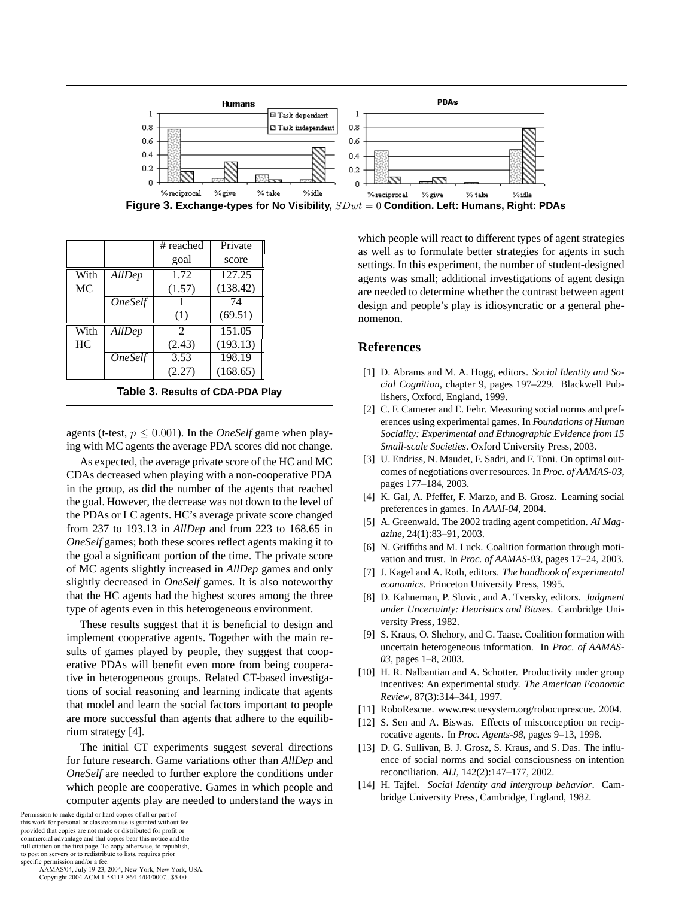Humans

1
0.8
0.6
0.4
0.2
0

Task dependent
Task independent

%reciprocal %give %take %idle

PDAs

1
0.8
0.6
0.4
0.2
0

%reciprocal %give %take %idle

**Figure 3. Exchange-types for No Visibility, $SDwt = 0$ Condition. Left: Humans, Right: PDAs**

| | | # reached goal | Private score |
|---|---|---|---|
| With MC | *AllDep* | 1.72 (1.57) | 127.25 (138.42) |
| | *OneSelf* | 1 (1) | 74 (69.51) |
| With HC | *AllDep* | 2 (2.43) | 151.05 (193.13) |
| | *OneSelf* | 3.53 (2.27) | 198.19 (168.65) |

**Table 3. Results of CDA-PDA Play**

agents (t-test, $p \leq 0.001$). In the *OneSelf* game when playing with MC agents the average PDA scores did not change.

As expected, the average private score of the HC and MC CDAs decreased when playing with a non-cooperative PDA in the group, as did the number of the agents that reached the goal. However, the decrease was not down to the level of the PDAs or LC agents. HC's average private score changed from 237 to 193.13 in *AllDep* and from 223 to 168.65 in *OneSelf* games; both these scores reflect agents making it to the goal a significant portion of the time. The private score of MC agents slightly increased in *AllDep* games and only slightly decreased in *OneSelf* games. It is also noteworthy that the HC agents had the highest scores among the three type of agents even in this heterogeneous environment.

These results suggest that it is beneficial to design and implement cooperative agents. Together with the main results of games played by people, they suggest that cooperative PDAs will benefit even more from being cooperative in heterogeneous groups. Related CT-based investigations of social reasoning and learning indicate that agents that model and learn the social factors important to people are more successful than agents that adhere to the equilibrium strategy [4].

The initial CT experiments suggest several directions for future research. Game variations other than *AllDep* and *OneSelf* are needed to further explore the conditions under which people are cooperative. Games in which people and computer agents play are needed to understand the ways in which people will react to different types of agent strategies as well as to formulate better strategies for agents in such settings. In this experiment, the number of student-designed agents was small; additional investigations of agent design are needed to determine whether the contrast between agent design and people's play is idiosyncratic or a general phenomenon.

## References

[1] D. Abrams and M. A. Hogg, editors. *Social Identity and Social Cognition*, chapter 9, pages 197–229. Blackwell Publishers, Oxford, England, 1999.

[2] C. F. Camerer and E. Fehr. Measuring social norms and preferences using experimental games. In *Foundations of Human Sociality: Experimental and Ethnographic Evidence from 15 Small-scale Societies*. Oxford University Press, 2003.

[3] U. Endriss, N. Maudet, F. Sadri, and F. Toni. On optimal outcomes of negotiations over resources. In *Proc. of AAMAS-03*, pages 177–184, 2003.

[4] K. Gal, A. Pfeffer, F. Marzo, and B. Grosz. Learning social preferences in games. In *AAAI-04*, 2004.

[5] A. Greenwald. The 2002 trading agent competition. *AI Magazine*, 24(1):83–91, 2003.

[6] N. Griffiths and M. Luck. Coalition formation through motivation and trust. In *Proc. of AAMAS-03*, pages 17–24, 2003.

[7] J. Kagel and A. Roth, editors. *The handbook of experimental economics*. Princeton University Press, 1995.

[8] D. Kahneman, P. Slovic, and A. Tversky, editors. *Judgment under Uncertainty: Heuristics and Biases*. Cambridge University Press, 1982.

[9] S. Kraus, O. Shehory, and G. Taase. Coalition formation with uncertain heterogeneous information. In *Proc. of AAMAS-03*, pages 1–8, 2003.

[10] H. R. Nalbantian and A. Schotter. Productivity under group incentives: An experimental study. *The American Economic Review*, 87(3):314–341, 1997.

[11] RoboRescue. www.rescuesystem.org/robocuprescue. 2004.

[12] S. Sen and A. Biswas. Effects of misconception on reciprocative agents. In *Proc. Agents-98*, pages 9–13, 1998.

[13] D. G. Sullivan, B. J. Grosz, S. Kraus, and S. Das. The influence of social norms and social consciousness on intention reconciliation. *AIJ*, 142(2):147–177, 2002.

[14] H. Tajfel. *Social Identity and intergroup behavior*. Cambridge University Press, Cambridge, England, 1982.

Permission to make digital or hard copies of all or part of this work for personal or classroom use is granted without fee provided that copies are not made or distributed for profit or commercial advantage and that copies bear this notice and the full citation on the first page. To copy otherwise, to republish, to post on servers or to redistribute to lists, requires prior specific permission and/or a fee.
AAMAS'04, July 19-23, 2004, New York, New York, USA.
Copyright 2004 ACM 1-58113-864-4/04/0007...$5.00